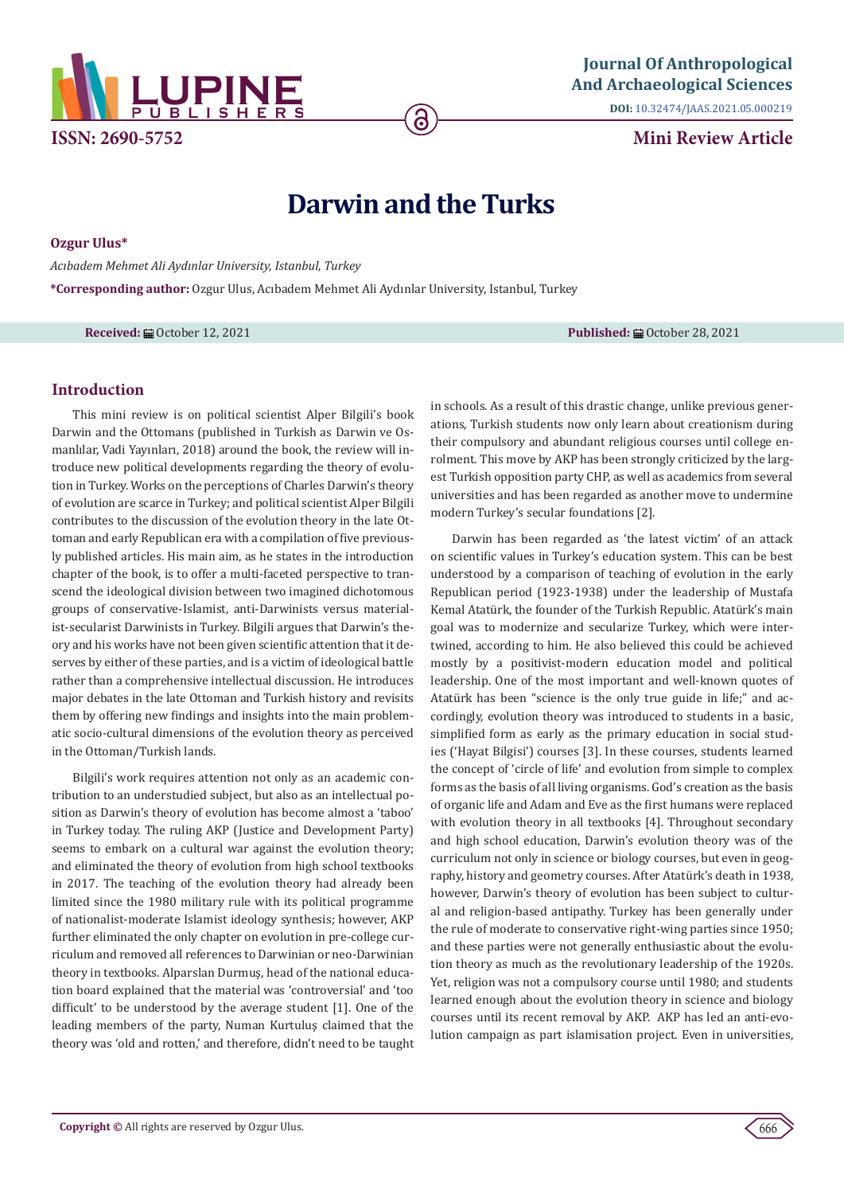Journal Of Anthropological And Archaeological Sciences

DOI: 10.32474/JAAS.2021.05.000219

ISSN: 2690-5752

Mini Review Article

# Darwin and the Turks

**Ozgur Ulus***

*Acıbadem Mehmet Ali Aydınlar University, Istanbul, Turkey*

***Corresponding author:** Ozgur Ulus, Acıbadem Mehmet Ali Aydınlar University, Istanbul, Turkey

**Received:** October 12, 2021 **Published:** October 28, 2021

## Introduction

This mini review is on political scientist Alper Bilgili's book Darwin and the Ottomans (published in Turkish as Darwin ve Osmanlılar, Vadi Yayınları, 2018) around the book, the review will introduce new political developments regarding the theory of evolution in Turkey. Works on the perceptions of Charles Darwin's theory of evolution are scarce in Turkey; and political scientist Alper Bilgili contributes to the discussion of the evolution theory in the late Ottoman and early Republican era with a compilation of five previously published articles. His main aim, as he states in the introduction chapter of the book, is to offer a multi-faceted perspective to transcend the ideological division between two imagined dichotomous groups of conservative-Islamist, anti-Darwinists versus materialist-secularist Darwinists in Turkey. Bilgili argues that Darwin's theory and his works have not been given scientific attention that it deserves by either of these parties, and is a victim of ideological battle rather than a comprehensive intellectual discussion. He introduces major debates in the late Ottoman and Turkish history and revisits them by offering new findings and insights into the main problematic socio-cultural dimensions of the evolution theory as perceived in the Ottoman/Turkish lands.

Bilgili's work requires attention not only as an academic contribution to an understudied subject, but also as an intellectual position as Darwin's theory of evolution has become almost a 'taboo' in Turkey today. The ruling AKP (Justice and Development Party) seems to embark on a cultural war against the evolution theory; and eliminated the theory of evolution from high school textbooks in 2017. The teaching of the evolution theory had already been limited since the 1980 military rule with its political programme of nationalist-moderate Islamist ideology synthesis; however, AKP further eliminated the only chapter on evolution in pre-college curriculum and removed all references to Darwinian or neo-Darwinian theory in textbooks. Alparslan Durmuş, head of the national education board explained that the material was 'controversial' and 'too difficult' to be understood by the average student [1]. One of the leading members of the party, Numan Kurtuluş claimed that the theory was 'old and rotten,' and therefore, didn't need to be taught in schools. As a result of this drastic change, unlike previous generations, Turkish students now only learn about creationism during their compulsory and abundant religious courses until college enrolment. This move by AKP has been strongly criticized by the largest Turkish opposition party CHP, as well as academics from several universities and has been regarded as another move to undermine modern Turkey's secular foundations [2].

Darwin has been regarded as 'the latest victim' of an attack on scientific values in Turkey's education system. This can be best understood by a comparison of teaching of evolution in the early Republican period (1923-1938) under the leadership of Mustafa Kemal Atatürk, the founder of the Turkish Republic. Atatürk's main goal was to modernize and secularize Turkey, which were intertwined, according to him. He also believed this could be achieved mostly by a positivist-modern education model and political leadership. One of the most important and well-known quotes of Atatürk has been "science is the only true guide in life;" and accordingly, evolution theory was introduced to students in a basic, simplified form as early as the primary education in social studies ('Hayat Bilgisi') courses [3]. In these courses, students learned the concept of 'circle of life' and evolution from simple to complex forms as the basis of all living organisms. God's creation as the basis of organic life and Adam and Eve as the first humans were replaced with evolution theory in all textbooks [4]. Throughout secondary and high school education, Darwin's evolution theory was of the curriculum not only in science or biology courses, but even in geography, history and geometry courses. After Atatürk's death in 1938, however, Darwin's theory of evolution has been subject to cultural and religion-based antipathy. Turkey has been generally under the rule of moderate to conservative right-wing parties since 1950; and these parties were not generally enthusiastic about the evolution theory as much as the revolutionary leadership of the 1920s. Yet, religion was not a compulsory course until 1980; and students learned enough about the evolution theory in science and biology courses until its recent removal by AKP. AKP has led an anti-evolution campaign as part islamisation project. Even in universities,

**Copyright ©** All rights are reserved by Ozgur Ulus.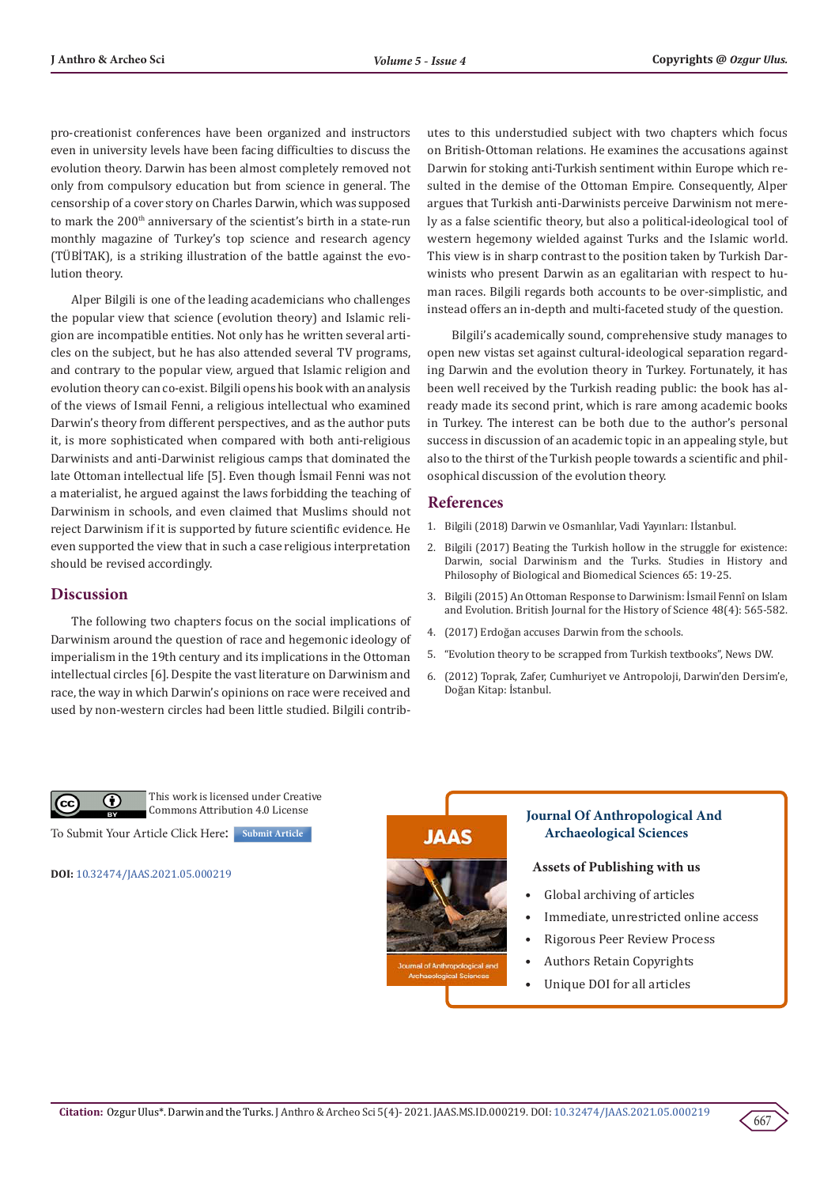pro-creationist conferences have been organized and instructors even in university levels have been facing difficulties to discuss the evolution theory. Darwin has been almost completely removed not only from compulsory education but from science in general. The censorship of a cover story on Charles Darwin, which was supposed to mark the 200th anniversary of the scientist's birth in a state-run monthly magazine of Turkey's top science and research agency (TÜBİTAK), is a striking illustration of the battle against the evolution theory.

Alper Bilgili is one of the leading academicians who challenges the popular view that science (evolution theory) and Islamic religion are incompatible entities. Not only has he written several articles on the subject, but he has also attended several TV programs, and contrary to the popular view, argued that Islamic religion and evolution theory can co-exist. Bilgili opens his book with an analysis of the views of Ismail Fenni, a religious intellectual who examined Darwin's theory from different perspectives, and as the author puts it, is more sophisticated when compared with both anti-religious Darwinists and anti-Darwinist religious camps that dominated the late Ottoman intellectual life [5]. Even though İsmail Fenni was not a materialist, he argued against the laws forbidding the teaching of Darwinism in schools, and even claimed that Muslims should not reject Darwinism if it is supported by future scientific evidence. He even supported the view that in such a case religious interpretation should be revised accordingly.

## Discussion

The following two chapters focus on the social implications of Darwinism around the question of race and hegemonic ideology of imperialism in the 19th century and its implications in the Ottoman intellectual circles [6]. Despite the vast literature on Darwinism and race, the way in which Darwin's opinions on race were received and used by non-western circles had been little studied. Bilgili contributes to this understudied subject with two chapters which focus on British-Ottoman relations. He examines the accusations against Darwin for stoking anti-Turkish sentiment within Europe which resulted in the demise of the Ottoman Empire. Consequently, Alper argues that Turkish anti-Darwinists perceive Darwinism not merely as a false scientific theory, but also a political-ideological tool of western hegemony wielded against Turks and the Islamic world. This view is in sharp contrast to the position taken by Turkish Darwinists who present Darwin as an egalitarian with respect to human races. Bilgili regards both accounts to be over-simplistic, and instead offers an in-depth and multi-faceted study of the question.

Bilgili's academically sound, comprehensive study manages to open new vistas set against cultural-ideological separation regarding Darwin and the evolution theory in Turkey. Fortunately, it has been well received by the Turkish reading public: the book has already made its second print, which is rare among academic books in Turkey. The interest can be both due to the author's personal success in discussion of an academic topic in an appealing style, but also to the thirst of the Turkish people towards a scientific and philosophical discussion of the evolution theory.

## References

1. Bilgili (2018) Darwin ve Osmanlılar, Vadi Yayınları: İİstanbul.
2. Bilgili (2017) Beating the Turkish hollow in the struggle for existence: Darwin, social Darwinism and the Turks. Studies in History and Philosophy of Biological and Biomedical Sciences 65: 19-25.
3. Bilgili (2015) An Ottoman Response to Darwinism: İsmail Fennî on Islam and Evolution. British Journal for the History of Science 48(4): 565-582.
4. (2017) Erdoğan accuses Darwin from the schools.
5. "Evolution theory to be scrapped from Turkish textbooks", News DW.
6. (2012) Toprak, Zafer, Cumhuriyet ve Antropoloji, Darwin'den Dersim'e, Doğan Kitap: İstanbul.

This work is licensed under Creative Commons Attribution 4.0 License

To Submit Your Article Click Here: Submit Article

**DOI:** 10.32474/JAAS.2021.05.000219

**Journal Of Anthropological And Archaeological Sciences**

**Assets of Publishing with us**

- Global archiving of articles
- Immediate, unrestricted online access
- Rigorous Peer Review Process
- Authors Retain Copyrights
- Unique DOI for all articles

**Citation:** Ozgur Ulus*. Darwin and the Turks. J Anthro & Archeo Sci 5(4)- 2021. JAAS.MS.ID.000219. DOI: 10.32474/JAAS.2021.05.000219